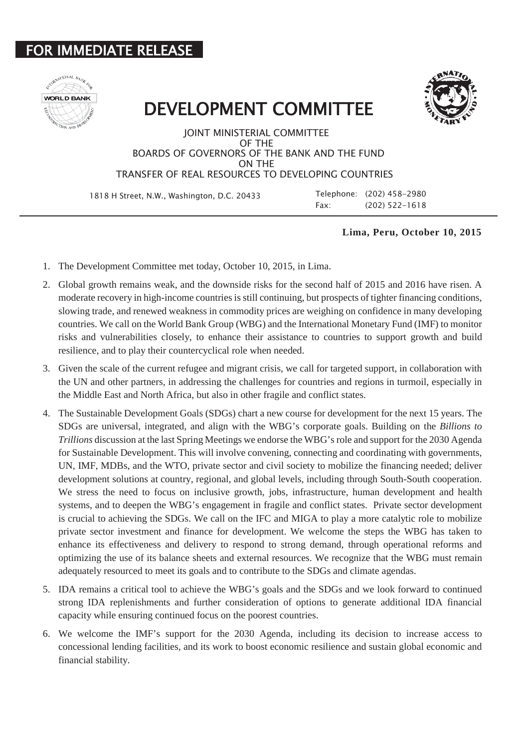**FOR IMMEDIATE RELEASE**

# DEVELOPMENT COMMITTEE

JOINT MINISTERIAL COMMITTEE
OF THE
BOARDS OF GOVERNORS OF THE BANK AND THE FUND
ON THE
TRANSFER OF REAL RESOURCES TO DEVELOPING COUNTRIES

1818 H Street, N.W., Washington, D.C. 20433

Telephone: (202) 458-2980
Fax: (202) 522-1618

**Lima, Peru, October 10, 2015**

1. The Development Committee met today, October 10, 2015, in Lima.

2. Global growth remains weak, and the downside risks for the second half of 2015 and 2016 have risen. A moderate recovery in high-income countries is still continuing, but prospects of tighter financing conditions, slowing trade, and renewed weakness in commodity prices are weighing on confidence in many developing countries. We call on the World Bank Group (WBG) and the International Monetary Fund (IMF) to monitor risks and vulnerabilities closely, to enhance their assistance to countries to support growth and build resilience, and to play their countercyclical role when needed.

3. Given the scale of the current refugee and migrant crisis, we call for targeted support, in collaboration with the UN and other partners, in addressing the challenges for countries and regions in turmoil, especially in the Middle East and North Africa, but also in other fragile and conflict states.

4. The Sustainable Development Goals (SDGs) chart a new course for development for the next 15 years. The SDGs are universal, integrated, and align with the WBG's corporate goals. Building on the *Billions to Trillions* discussion at the last Spring Meetings we endorse the WBG's role and support for the 2030 Agenda for Sustainable Development. This will involve convening, connecting and coordinating with governments, UN, IMF, MDBs, and the WTO, private sector and civil society to mobilize the financing needed; deliver development solutions at country, regional, and global levels, including through South-South cooperation. We stress the need to focus on inclusive growth, jobs, infrastructure, human development and health systems, and to deepen the WBG's engagement in fragile and conflict states. Private sector development is crucial to achieving the SDGs. We call on the IFC and MIGA to play a more catalytic role to mobilize private sector investment and finance for development. We welcome the steps the WBG has taken to enhance its effectiveness and delivery to respond to strong demand, through operational reforms and optimizing the use of its balance sheets and external resources. We recognize that the WBG must remain adequately resourced to meet its goals and to contribute to the SDGs and climate agendas.

5. IDA remains a critical tool to achieve the WBG's goals and the SDGs and we look forward to continued strong IDA replenishments and further consideration of options to generate additional IDA financial capacity while ensuring continued focus on the poorest countries.

6. We welcome the IMF's support for the 2030 Agenda, including its decision to increase access to concessional lending facilities, and its work to boost economic resilience and sustain global economic and financial stability.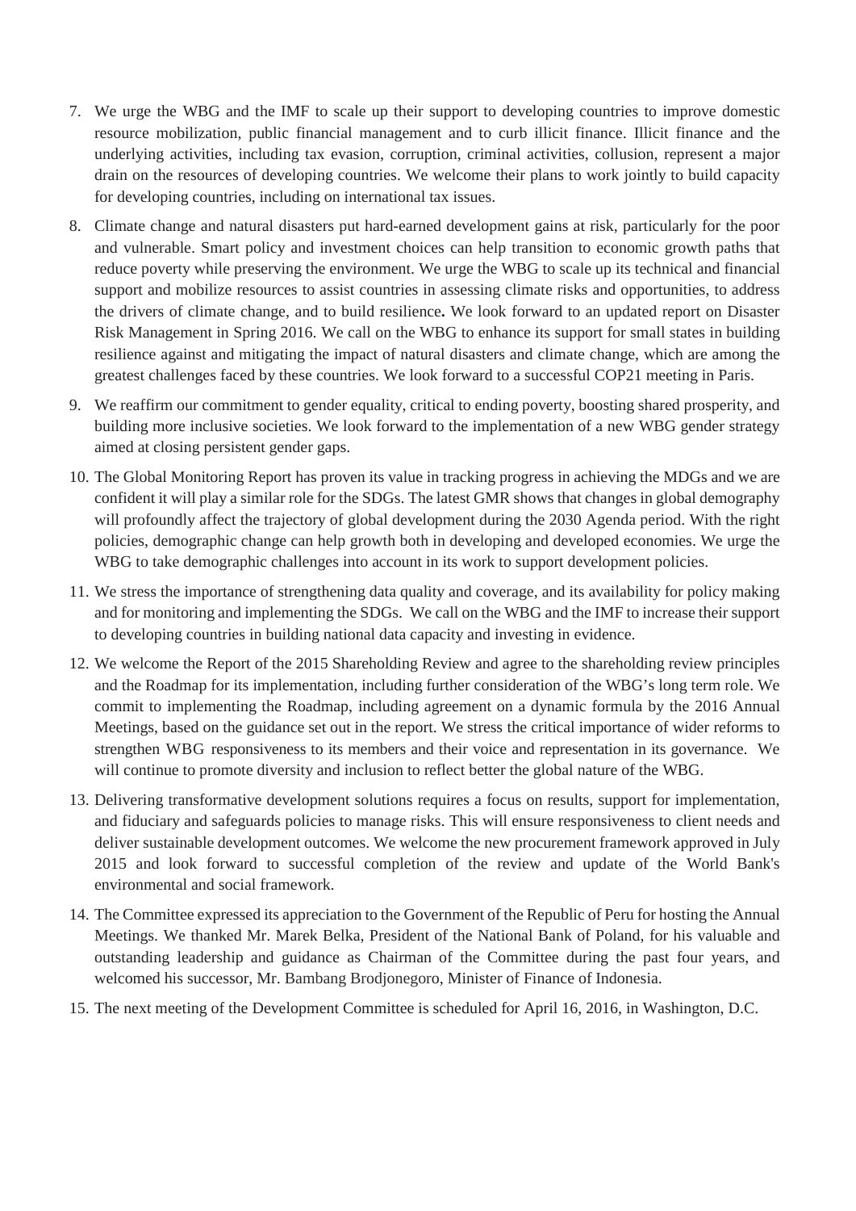7. We urge the WBG and the IMF to scale up their support to developing countries to improve domestic resource mobilization, public financial management and to curb illicit finance. Illicit finance and the underlying activities, including tax evasion, corruption, criminal activities, collusion, represent a major drain on the resources of developing countries. We welcome their plans to work jointly to build capacity for developing countries, including on international tax issues.

8. Climate change and natural disasters put hard-earned development gains at risk, particularly for the poor and vulnerable. Smart policy and investment choices can help transition to economic growth paths that reduce poverty while preserving the environment. We urge the WBG to scale up its technical and financial support and mobilize resources to assist countries in assessing climate risks and opportunities, to address the drivers of climate change, and to build resilience**.** We look forward to an updated report on Disaster Risk Management in Spring 2016. We call on the WBG to enhance its support for small states in building resilience against and mitigating the impact of natural disasters and climate change, which are among the greatest challenges faced by these countries. We look forward to a successful COP21 meeting in Paris.

9. We reaffirm our commitment to gender equality, critical to ending poverty, boosting shared prosperity, and building more inclusive societies. We look forward to the implementation of a new WBG gender strategy aimed at closing persistent gender gaps.

10. The Global Monitoring Report has proven its value in tracking progress in achieving the MDGs and we are confident it will play a similar role for the SDGs. The latest GMR shows that changes in global demography will profoundly affect the trajectory of global development during the 2030 Agenda period. With the right policies, demographic change can help growth both in developing and developed economies. We urge the WBG to take demographic challenges into account in its work to support development policies.

11. We stress the importance of strengthening data quality and coverage, and its availability for policy making and for monitoring and implementing the SDGs. We call on the WBG and the IMF to increase their support to developing countries in building national data capacity and investing in evidence.

12. We welcome the Report of the 2015 Shareholding Review and agree to the shareholding review principles and the Roadmap for its implementation, including further consideration of the WBG's long term role. We commit to implementing the Roadmap, including agreement on a dynamic formula by the 2016 Annual Meetings, based on the guidance set out in the report. We stress the critical importance of wider reforms to strengthen WBG responsiveness to its members and their voice and representation in its governance. We will continue to promote diversity and inclusion to reflect better the global nature of the WBG.

13. Delivering transformative development solutions requires a focus on results, support for implementation, and fiduciary and safeguards policies to manage risks. This will ensure responsiveness to client needs and deliver sustainable development outcomes. We welcome the new procurement framework approved in July 2015 and look forward to successful completion of the review and update of the World Bank's environmental and social framework.

14. The Committee expressed its appreciation to the Government of the Republic of Peru for hosting the Annual Meetings. We thanked Mr. Marek Belka, President of the National Bank of Poland, for his valuable and outstanding leadership and guidance as Chairman of the Committee during the past four years, and welcomed his successor, Mr. Bambang Brodjonegoro, Minister of Finance of Indonesia.

15. The next meeting of the Development Committee is scheduled for April 16, 2016, in Washington, D.C.